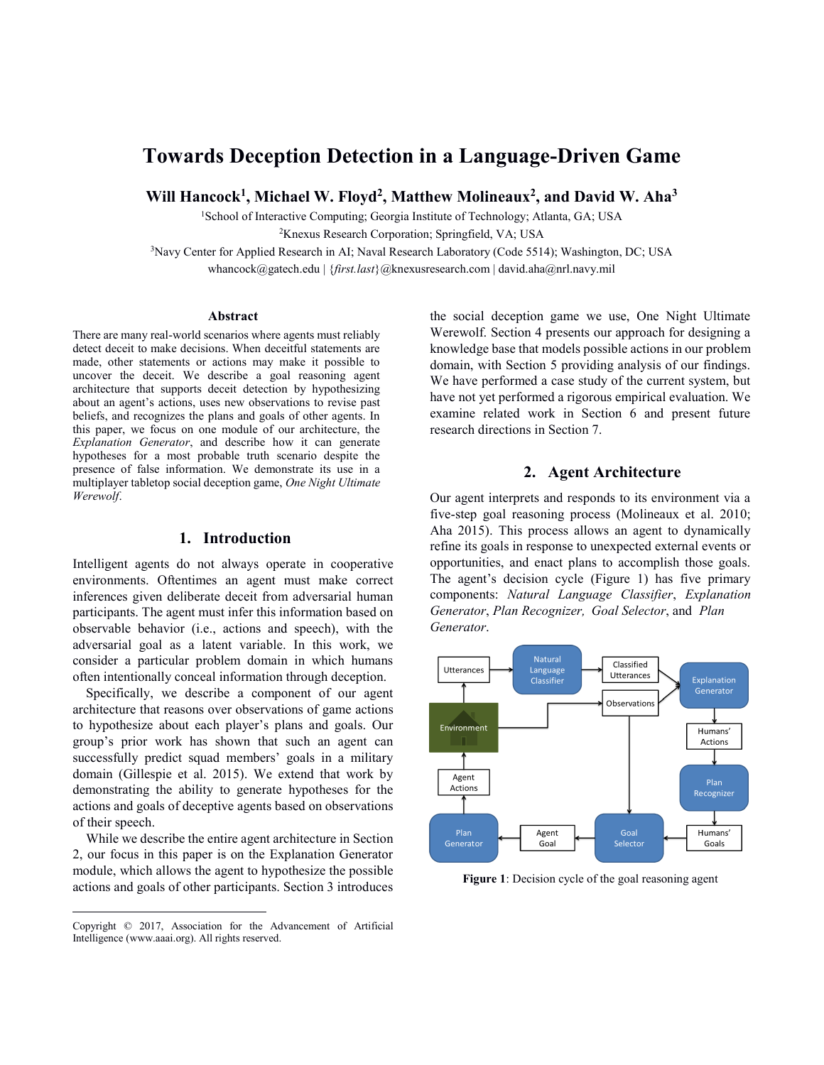# Towards Deception Detection in a Language-Driven Game

**Will Hancock[1], Michael W. Floyd[2], Matthew Molineaux[2], and David W. Aha[3]**

[1]School of Interactive Computing; Georgia Institute of Technology; Atlanta, GA; USA
[2]Knexus Research Corporation; Springfield, VA; USA
[3]Navy Center for Applied Research in AI; Naval Research Laboratory (Code 5514); Washington, DC; USA
whancock@gatech.edu | {*first.last*}@knexusresearch.com | david.aha@nrl.navy.mil

### Abstract

There are many real-world scenarios where agents must reliably detect deceit to make decisions. When deceitful statements are made, other statements or actions may make it possible to uncover the deceit. We describe a goal reasoning agent architecture that supports deceit detection by hypothesizing about an agent's actions, uses new observations to revise past beliefs, and recognizes the plans and goals of other agents. In this paper, we focus on one module of our architecture, the *Explanation Generator*, and describe how it can generate hypotheses for a most probable truth scenario despite the presence of false information. We demonstrate its use in a multiplayer tabletop social deception game, *One Night Ultimate Werewolf*.

## 1. Introduction

Intelligent agents do not always operate in cooperative environments. Oftentimes an agent must make correct inferences given deliberate deceit from adversarial human participants. The agent must infer this information based on observable behavior (i.e., actions and speech), with the adversarial goal as a latent variable. In this work, we consider a particular problem domain in which humans often intentionally conceal information through deception.

Specifically, we describe a component of our agent architecture that reasons over observations of game actions to hypothesize about each player's plans and goals. Our group's prior work has shown that such an agent can successfully predict squad members' goals in a military domain (Gillespie et al. 2015). We extend that work by demonstrating the ability to generate hypotheses for the actions and goals of deceptive agents based on observations of their speech.

While we describe the entire agent architecture in Section 2, our focus in this paper is on the Explanation Generator module, which allows the agent to hypothesize the possible actions and goals of other participants. Section 3 introduces the social deception game we use, One Night Ultimate Werewolf. Section 4 presents our approach for designing a knowledge base that models possible actions in our problem domain, with Section 5 providing analysis of our findings. We have performed a case study of the current system, but have not yet performed a rigorous empirical evaluation. We examine related work in Section 6 and present future research directions in Section 7.

## 2. Agent Architecture

Our agent interprets and responds to its environment via a five-step goal reasoning process (Molineaux et al. 2010; Aha 2015). This process allows an agent to dynamically refine its goals in response to unexpected external events or opportunities, and enact plans to accomplish those goals. The agent's decision cycle (Figure 1) has five primary components: *Natural Language Classifier*, *Explanation Generator*, *Plan Recognizer, Goal Selector*, and *Plan Generator*.

Utterances
Natural Language Classifier
Classified Utterances
Explanation Generator
Environment
Observations
Humans' Actions
Agent Actions
Plan Recognizer
Plan Generator
Agent Goal
Goal Selector
Humans' Goals

**Figure 1**: Decision cycle of the goal reasoning agent

Copyright © 2017, Association for the Advancement of Artificial Intelligence (www.aaai.org). All rights reserved.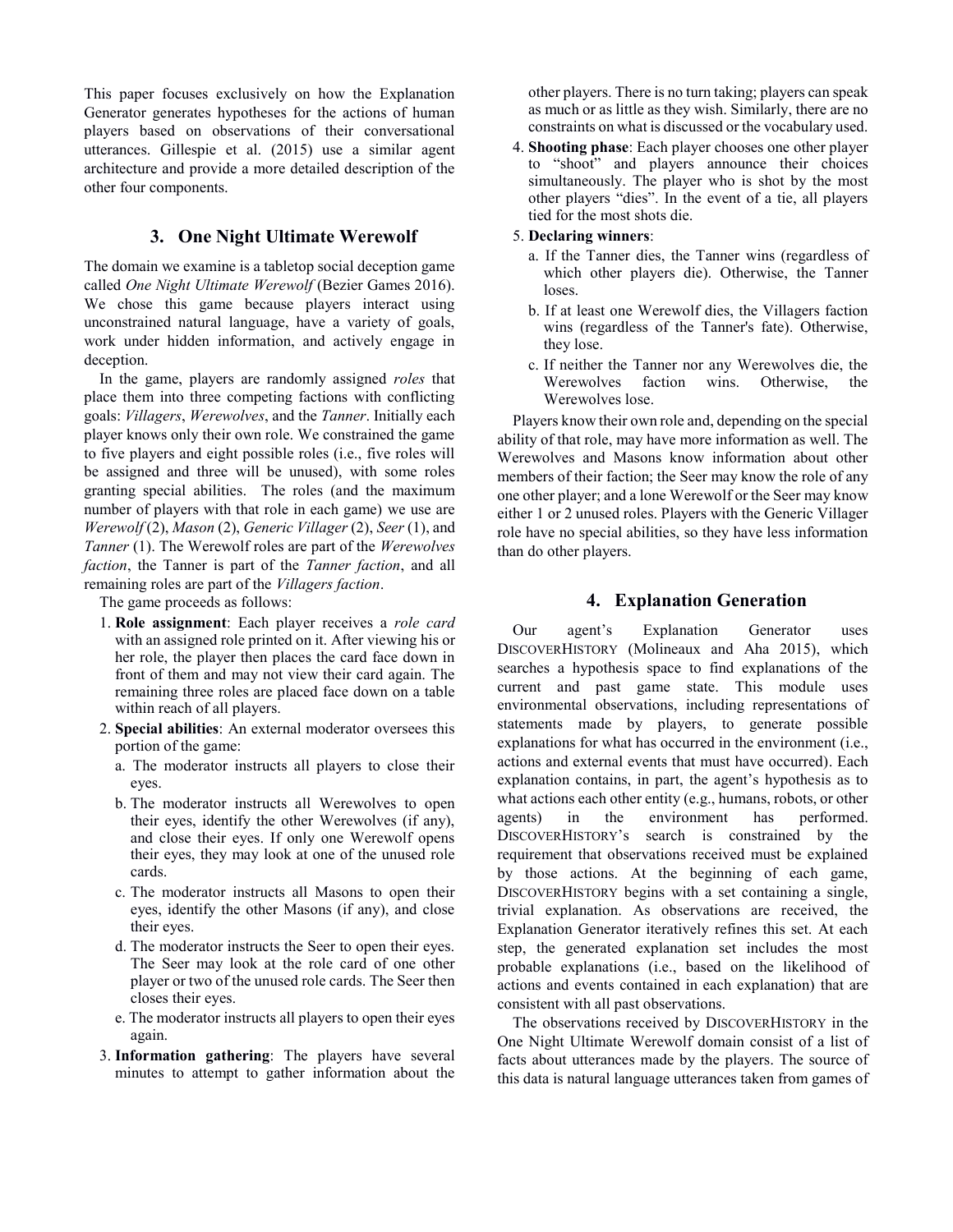This paper focuses exclusively on how the Explanation Generator generates hypotheses for the actions of human players based on observations of their conversational utterances. Gillespie et al. (2015) use a similar agent architecture and provide a more detailed description of the other four components.

## 3. One Night Ultimate Werewolf

The domain we examine is a tabletop social deception game called *One Night Ultimate Werewolf* (Bezier Games 2016). We chose this game because players interact using unconstrained natural language, have a variety of goals, work under hidden information, and actively engage in deception.

In the game, players are randomly assigned *roles* that place them into three competing factions with conflicting goals: *Villagers*, *Werewolves*, and the *Tanner*. Initially each player knows only their own role. We constrained the game to five players and eight possible roles (i.e., five roles will be assigned and three will be unused), with some roles granting special abilities. The roles (and the maximum number of players with that role in each game) we use are *Werewolf* (2), *Mason* (2), *Generic Villager* (2), *Seer* (1), and *Tanner* (1). The Werewolf roles are part of the *Werewolves faction*, the Tanner is part of the *Tanner faction*, and all remaining roles are part of the *Villagers faction*.

The game proceeds as follows:

1. **Role assignment**: Each player receives a *role card* with an assigned role printed on it. After viewing his or her role, the player then places the card face down in front of them and may not view their card again. The remaining three roles are placed face down on a table within reach of all players.
2. **Special abilities**: An external moderator oversees this portion of the game:
   a. The moderator instructs all players to close their eyes.
   b. The moderator instructs all Werewolves to open their eyes, identify the other Werewolves (if any), and close their eyes. If only one Werewolf opens their eyes, they may look at one of the unused role cards.
   c. The moderator instructs all Masons to open their eyes, identify the other Masons (if any), and close their eyes.
   d. The moderator instructs the Seer to open their eyes. The Seer may look at the role card of one other player or two of the unused role cards. The Seer then closes their eyes.
   e. The moderator instructs all players to open their eyes again.
3. **Information gathering**: The players have several minutes to attempt to gather information about the other players. There is no turn taking; players can speak as much or as little as they wish. Similarly, there are no constraints on what is discussed or the vocabulary used.
4. **Shooting phase**: Each player chooses one other player to "shoot" and players announce their choices simultaneously. The player who is shot by the most other players "dies". In the event of a tie, all players tied for the most shots die.
5. **Declaring winners**:
   a. If the Tanner dies, the Tanner wins (regardless of which other players die). Otherwise, the Tanner loses.
   b. If at least one Werewolf dies, the Villagers faction wins (regardless of the Tanner's fate). Otherwise, they lose.
   c. If neither the Tanner nor any Werewolves die, the Werewolves faction wins. Otherwise, the Werewolves lose.

Players know their own role and, depending on the special ability of that role, may have more information as well. The Werewolves and Masons know information about other members of their faction; the Seer may know the role of any one other player; and a lone Werewolf or the Seer may know either 1 or 2 unused roles. Players with the Generic Villager role have no special abilities, so they have less information than do other players.

## 4. Explanation Generation

Our agent's Explanation Generator uses DiscoverHistory (Molineaux and Aha 2015), which searches a hypothesis space to find explanations of the current and past game state. This module uses environmental observations, including representations of statements made by players, to generate possible explanations for what has occurred in the environment (i.e., actions and external events that must have occurred). Each explanation contains, in part, the agent's hypothesis as to what actions each other entity (e.g., humans, robots, or other agents) in the environment has performed. DiscoverHistory's search is constrained by the requirement that observations received must be explained by those actions. At the beginning of each game, DiscoverHistory begins with a set containing a single, trivial explanation. As observations are received, the Explanation Generator iteratively refines this set. At each step, the generated explanation set includes the most probable explanations (i.e., based on the likelihood of actions and events contained in each explanation) that are consistent with all past observations.

The observations received by DiscoverHistory in the One Night Ultimate Werewolf domain consist of a list of facts about utterances made by the players. The source of this data is natural language utterances taken from games of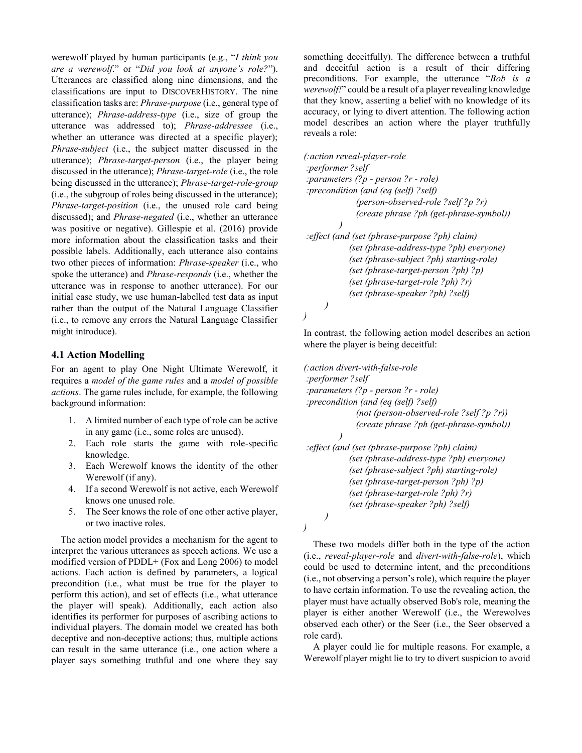werewolf played by human participants (e.g., "*I think you are a werewolf*." or "*Did you look at anyone's role?*"). Utterances are classified along nine dimensions, and the classifications are input to DISCOVERHISTORY. The nine classification tasks are: *Phrase-purpose* (i.e., general type of utterance); *Phrase-address-type* (i.e., size of group the utterance was addressed to); *Phrase-addressee* (i.e., whether an utterance was directed at a specific player); *Phrase-subject* (i.e., the subject matter discussed in the utterance); *Phrase-target-person* (i.e., the player being discussed in the utterance); *Phrase-target-role* (i.e., the role being discussed in the utterance); *Phrase-target-role-group* (i.e., the subgroup of roles being discussed in the utterance); *Phrase-target-position* (i.e., the unused role card being discussed); and *Phrase-negated* (i.e., whether an utterance was positive or negative). Gillespie et al. (2016) provide more information about the classification tasks and their possible labels. Additionally, each utterance also contains two other pieces of information: *Phrase-speaker* (i.e., who spoke the utterance) and *Phrase-responds* (i.e., whether the utterance was in response to another utterance). For our initial case study, we use human-labelled test data as input rather than the output of the Natural Language Classifier (i.e., to remove any errors the Natural Language Classifier might introduce).

### 4.1 Action Modelling

For an agent to play One Night Ultimate Werewolf, it requires a *model of the game rules* and a *model of possible actions*. The game rules include, for example, the following background information:

1. A limited number of each type of role can be active in any game (i.e., some roles are unused).
2. Each role starts the game with role-specific knowledge.
3. Each Werewolf knows the identity of the other Werewolf (if any).
4. If a second Werewolf is not active, each Werewolf knows one unused role.
5. The Seer knows the role of one other active player, or two inactive roles.

The action model provides a mechanism for the agent to interpret the various utterances as speech actions. We use a modified version of PDDL+ (Fox and Long 2006) to model actions. Each action is defined by parameters, a logical precondition (i.e., what must be true for the player to perform this action), and set of effects (i.e., what utterance the player will speak). Additionally, each action also identifies its performer for purposes of ascribing actions to individual players. The domain model we created has both deceptive and non-deceptive actions; thus, multiple actions can result in the same utterance (i.e., one action where a player says something truthful and one where they say something deceitfully). The difference between a truthful and deceitful action is a result of their differing preconditions. For example, the utterance "*Bob is a werewolf!*" could be a result of a player revealing knowledge that they know, asserting a belief with no knowledge of its accuracy, or lying to divert attention. The following action model describes an action where the player truthfully reveals a role:

```
(:action reveal-player-role
 :performer ?self
 :parameters (?p - person ?r - role)
 :precondition (and (eq (self) ?self)
                (person-observed-role ?self ?p ?r)
                (create phrase ?ph (get-phrase-symbol))
           )
 :effect (and (set (phrase-purpose ?ph) claim)
              (set (phrase-address-type ?ph) everyone)
              (set (phrase-subject ?ph) starting-role)
              (set (phrase-target-person ?ph) ?p)
              (set (phrase-target-role ?ph) ?r)
              (set (phrase-speaker ?ph) ?self)
        )
)
```

In contrast, the following action model describes an action where the player is being deceitful:

```
(:action divert-with-false-role
 :performer ?self
 :parameters (?p - person ?r - role)
 :precondition (and (eq (self) ?self)
                (not (person-observed-role ?self ?p ?r))
                (create phrase ?ph (get-phrase-symbol))
           )
 :effect (and (set (phrase-purpose ?ph) claim)
              (set (phrase-address-type ?ph) everyone)
              (set (phrase-subject ?ph) starting-role)
              (set (phrase-target-person ?ph) ?p)
              (set (phrase-target-role ?ph) ?r)
              (set (phrase-speaker ?ph) ?self)
        )
)
```

These two models differ both in the type of the action (i.e., *reveal-player-role* and *divert-with-false-role*), which could be used to determine intent, and the preconditions (i.e., not observing a person's role), which require the player to have certain information. To use the revealing action, the player must have actually observed Bob's role, meaning the player is either another Werewolf (i.e., the Werewolves observed each other) or the Seer (i.e., the Seer observed a role card).

A player could lie for multiple reasons. For example, a Werewolf player might lie to try to divert suspicion to avoid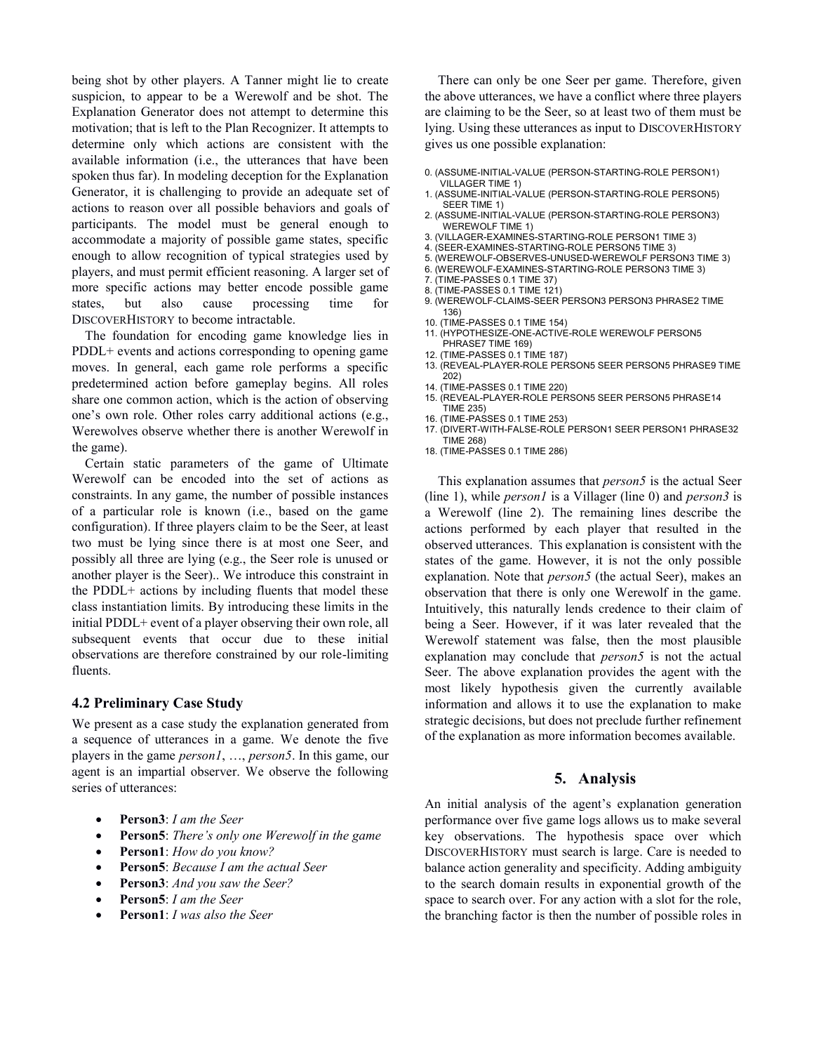being shot by other players. A Tanner might lie to create suspicion, to appear to be a Werewolf and be shot. The Explanation Generator does not attempt to determine this motivation; that is left to the Plan Recognizer. It attempts to determine only which actions are consistent with the available information (i.e., the utterances that have been spoken thus far). In modeling deception for the Explanation Generator, it is challenging to provide an adequate set of actions to reason over all possible behaviors and goals of participants. The model must be general enough to accommodate a majority of possible game states, specific enough to allow recognition of typical strategies used by players, and must permit efficient reasoning. A larger set of more specific actions may better encode possible game states, but also cause processing time for DISCOVERHISTORY to become intractable.

The foundation for encoding game knowledge lies in PDDL+ events and actions corresponding to opening game moves. In general, each game role performs a specific predetermined action before gameplay begins. All roles share one common action, which is the action of observing one's own role. Other roles carry additional actions (e.g., Werewolves observe whether there is another Werewolf in the game).

Certain static parameters of the game of Ultimate Werewolf can be encoded into the set of actions as constraints. In any game, the number of possible instances of a particular role is known (i.e., based on the game configuration). If three players claim to be the Seer, at least two must be lying since there is at most one Seer, and possibly all three are lying (e.g., the Seer role is unused or another player is the Seer).. We introduce this constraint in the PDDL+ actions by including fluents that model these class instantiation limits. By introducing these limits in the initial PDDL+ event of a player observing their own role, all subsequent events that occur due to these initial observations are therefore constrained by our role-limiting fluents.

### 4.2 Preliminary Case Study

We present as a case study the explanation generated from a sequence of utterances in a game. We denote the five players in the game *person1*, …, *person5*. In this game, our agent is an impartial observer. We observe the following series of utterances:

- **Person3**: *I am the Seer*
- **Person5**: *There's only one Werewolf in the game*
- **Person1**: *How do you know?*
- **Person5**: *Because I am the actual Seer*
- **Person3**: *And you saw the Seer?*
- **Person5**: *I am the Seer*
- **Person1**: *I was also the Seer*

There can only be one Seer per game. Therefore, given the above utterances, we have a conflict where three players are claiming to be the Seer, so at least two of them must be lying. Using these utterances as input to DISCOVERHISTORY gives us one possible explanation:

```
0. (ASSUME-INITIAL-VALUE (PERSON-STARTING-ROLE PERSON1)
    VILLAGER TIME 1)
1. (ASSUME-INITIAL-VALUE (PERSON-STARTING-ROLE PERSON5)
    SEER TIME 1)
2. (ASSUME-INITIAL-VALUE (PERSON-STARTING-ROLE PERSON3)
    WEREWOLF TIME 1)
3. (VILLAGER-EXAMINES-STARTING-ROLE PERSON1 TIME 3)
4. (SEER-EXAMINES-STARTING-ROLE PERSON5 TIME 3)
5. (WEREWOLF-OBSERVES-UNUSED-WEREWOLF PERSON3 TIME 3)
6. (WEREWOLF-EXAMINES-STARTING-ROLE PERSON3 TIME 3)
7. (TIME-PASSES 0.1 TIME 37)
8. (TIME-PASSES 0.1 TIME 121)
9. (WEREWOLF-CLAIMS-SEER PERSON3 PERSON3 PHRASE2 TIME
    136)
10. (TIME-PASSES 0.1 TIME 154)
11. (HYPOTHESIZE-ONE-ACTIVE-ROLE WEREWOLF PERSON5
    PHRASE7 TIME 169)
12. (TIME-PASSES 0.1 TIME 187)
13. (REVEAL-PLAYER-ROLE PERSON5 SEER PERSON5 PHRASE9 TIME
    202)
14. (TIME-PASSES 0.1 TIME 220)
15. (REVEAL-PLAYER-ROLE PERSON5 SEER PERSON5 PHRASE14
    TIME 235)
16. (TIME-PASSES 0.1 TIME 253)
17. (DIVERT-WITH-FALSE-ROLE PERSON1 SEER PERSON1 PHRASE32
    TIME 268)
18. (TIME-PASSES 0.1 TIME 286)
```

This explanation assumes that *person5* is the actual Seer (line 1), while *person1* is a Villager (line 0) and *person3* is a Werewolf (line 2). The remaining lines describe the actions performed by each player that resulted in the observed utterances. This explanation is consistent with the states of the game. However, it is not the only possible explanation. Note that *person5* (the actual Seer), makes an observation that there is only one Werewolf in the game. Intuitively, this naturally lends credence to their claim of being a Seer. However, if it was later revealed that the Werewolf statement was false, then the most plausible explanation may conclude that *person5* is not the actual Seer. The above explanation provides the agent with the most likely hypothesis given the currently available information and allows it to use the explanation to make strategic decisions, but does not preclude further refinement of the explanation as more information becomes available.

## 5. Analysis

An initial analysis of the agent's explanation generation performance over five game logs allows us to make several key observations. The hypothesis space over which DISCOVERHISTORY must search is large. Care is needed to balance action generality and specificity. Adding ambiguity to the search domain results in exponential growth of the space to search over. For any action with a slot for the role, the branching factor is then the number of possible roles in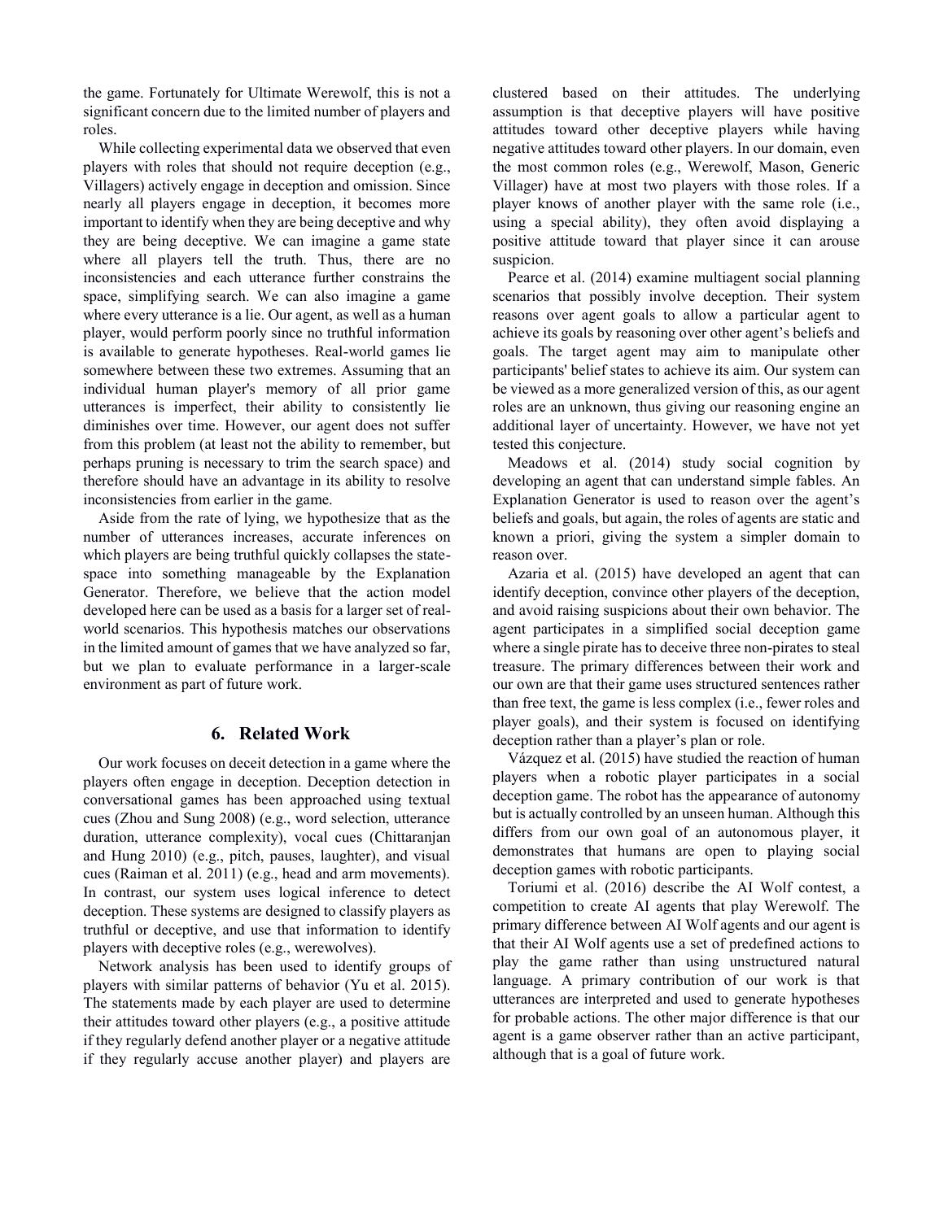the game. Fortunately for Ultimate Werewolf, this is not a significant concern due to the limited number of players and roles.

While collecting experimental data we observed that even players with roles that should not require deception (e.g., Villagers) actively engage in deception and omission. Since nearly all players engage in deception, it becomes more important to identify when they are being deceptive and why they are being deceptive. We can imagine a game state where all players tell the truth. Thus, there are no inconsistencies and each utterance further constrains the space, simplifying search. We can also imagine a game where every utterance is a lie. Our agent, as well as a human player, would perform poorly since no truthful information is available to generate hypotheses. Real-world games lie somewhere between these two extremes. Assuming that an individual human player's memory of all prior game utterances is imperfect, their ability to consistently lie diminishes over time. However, our agent does not suffer from this problem (at least not the ability to remember, but perhaps pruning is necessary to trim the search space) and therefore should have an advantage in its ability to resolve inconsistencies from earlier in the game.

Aside from the rate of lying, we hypothesize that as the number of utterances increases, accurate inferences on which players are being truthful quickly collapses the state-space into something manageable by the Explanation Generator. Therefore, we believe that the action model developed here can be used as a basis for a larger set of real-world scenarios. This hypothesis matches our observations in the limited amount of games that we have analyzed so far, but we plan to evaluate performance in a larger-scale environment as part of future work.

## 6. Related Work

Our work focuses on deceit detection in a game where the players often engage in deception. Deception detection in conversational games has been approached using textual cues (Zhou and Sung 2008) (e.g., word selection, utterance duration, utterance complexity), vocal cues (Chittaranjan and Hung 2010) (e.g., pitch, pauses, laughter), and visual cues (Raiman et al. 2011) (e.g., head and arm movements). In contrast, our system uses logical inference to detect deception. These systems are designed to classify players as truthful or deceptive, and use that information to identify players with deceptive roles (e.g., werewolves).

Network analysis has been used to identify groups of players with similar patterns of behavior (Yu et al. 2015). The statements made by each player are used to determine their attitudes toward other players (e.g., a positive attitude if they regularly defend another player or a negative attitude if they regularly accuse another player) and players are clustered based on their attitudes. The underlying assumption is that deceptive players will have positive attitudes toward other deceptive players while having negative attitudes toward other players. In our domain, even the most common roles (e.g., Werewolf, Mason, Generic Villager) have at most two players with those roles. If a player knows of another player with the same role (i.e., using a special ability), they often avoid displaying a positive attitude toward that player since it can arouse suspicion.

Pearce et al. (2014) examine multiagent social planning scenarios that possibly involve deception. Their system reasons over agent goals to allow a particular agent to achieve its goals by reasoning over other agent's beliefs and goals. The target agent may aim to manipulate other participants' belief states to achieve its aim. Our system can be viewed as a more generalized version of this, as our agent roles are an unknown, thus giving our reasoning engine an additional layer of uncertainty. However, we have not yet tested this conjecture.

Meadows et al. (2014) study social cognition by developing an agent that can understand simple fables. An Explanation Generator is used to reason over the agent's beliefs and goals, but again, the roles of agents are static and known a priori, giving the system a simpler domain to reason over.

Azaria et al. (2015) have developed an agent that can identify deception, convince other players of the deception, and avoid raising suspicions about their own behavior. The agent participates in a simplified social deception game where a single pirate has to deceive three non-pirates to steal treasure. The primary differences between their work and our own are that their game uses structured sentences rather than free text, the game is less complex (i.e., fewer roles and player goals), and their system is focused on identifying deception rather than a player's plan or role.

Vázquez et al. (2015) have studied the reaction of human players when a robotic player participates in a social deception game. The robot has the appearance of autonomy but is actually controlled by an unseen human. Although this differs from our own goal of an autonomous player, it demonstrates that humans are open to playing social deception games with robotic participants.

Toriumi et al. (2016) describe the AI Wolf contest, a competition to create AI agents that play Werewolf. The primary difference between AI Wolf agents and our agent is that their AI Wolf agents use a set of predefined actions to play the game rather than using unstructured natural language. A primary contribution of our work is that utterances are interpreted and used to generate hypotheses for probable actions. The other major difference is that our agent is a game observer rather than an active participant, although that is a goal of future work.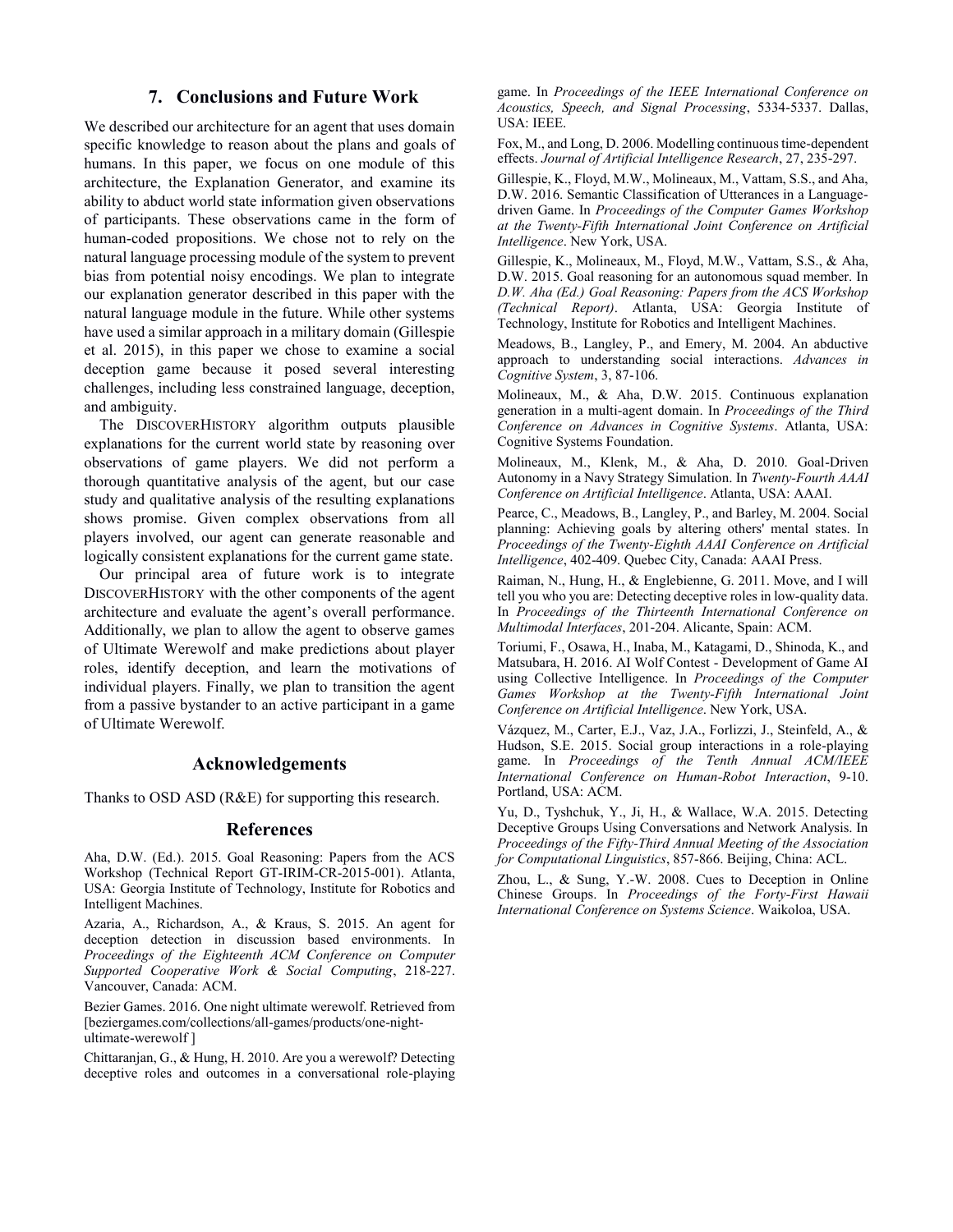## 7. Conclusions and Future Work

We described our architecture for an agent that uses domain specific knowledge to reason about the plans and goals of humans. In this paper, we focus on one module of this architecture, the Explanation Generator, and examine its ability to abduct world state information given observations of participants. These observations came in the form of human-coded propositions. We chose not to rely on the natural language processing module of the system to prevent bias from potential noisy encodings. We plan to integrate our explanation generator described in this paper with the natural language module in the future. While other systems have used a similar approach in a military domain (Gillespie et al. 2015), in this paper we chose to examine a social deception game because it posed several interesting challenges, including less constrained language, deception, and ambiguity.

The DISCOVERHISTORY algorithm outputs plausible explanations for the current world state by reasoning over observations of game players. We did not perform a thorough quantitative analysis of the agent, but our case study and qualitative analysis of the resulting explanations shows promise. Given complex observations from all players involved, our agent can generate reasonable and logically consistent explanations for the current game state.

Our principal area of future work is to integrate DISCOVERHISTORY with the other components of the agent architecture and evaluate the agent's overall performance. Additionally, we plan to allow the agent to observe games of Ultimate Werewolf and make predictions about player roles, identify deception, and learn the motivations of individual players. Finally, we plan to transition the agent from a passive bystander to an active participant in a game of Ultimate Werewolf.

## Acknowledgements

Thanks to OSD ASD (R&E) for supporting this research.

## References

Aha, D.W. (Ed.). 2015. Goal Reasoning: Papers from the ACS Workshop (Technical Report GT-IRIM-CR-2015-001). Atlanta, USA: Georgia Institute of Technology, Institute for Robotics and Intelligent Machines.

Azaria, A., Richardson, A., & Kraus, S. 2015. An agent for deception detection in discussion based environments. In *Proceedings of the Eighteenth ACM Conference on Computer Supported Cooperative Work & Social Computing*, 218-227. Vancouver, Canada: ACM.

Bezier Games. 2016. One night ultimate werewolf. Retrieved from [beziergames.com/collections/all-games/products/one-night-ultimate-werewolf ]

Chittaranjan, G., & Hung, H. 2010. Are you a werewolf? Detecting deceptive roles and outcomes in a conversational role-playing game. In *Proceedings of the IEEE International Conference on Acoustics, Speech, and Signal Processing*, 5334-5337. Dallas, USA: IEEE.

Fox, M., and Long, D. 2006. Modelling continuous time-dependent effects. *Journal of Artificial Intelligence Research*, 27, 235-297.

Gillespie, K., Floyd, M.W., Molineaux, M., Vattam, S.S., and Aha, D.W. 2016. Semantic Classification of Utterances in a Language-driven Game. In *Proceedings of the Computer Games Workshop at the Twenty-Fifth International Joint Conference on Artificial Intelligence*. New York, USA.

Gillespie, K., Molineaux, M., Floyd, M.W., Vattam, S.S., & Aha, D.W. 2015. Goal reasoning for an autonomous squad member. In *D.W. Aha (Ed.) Goal Reasoning: Papers from the ACS Workshop (Technical Report)*. Atlanta, USA: Georgia Institute of Technology, Institute for Robotics and Intelligent Machines.

Meadows, B., Langley, P., and Emery, M. 2004. An abductive approach to understanding social interactions. *Advances in Cognitive System*, 3, 87-106.

Molineaux, M., & Aha, D.W. 2015. Continuous explanation generation in a multi-agent domain. In *Proceedings of the Third Conference on Advances in Cognitive Systems*. Atlanta, USA: Cognitive Systems Foundation.

Molineaux, M., Klenk, M., & Aha, D. 2010. Goal-Driven Autonomy in a Navy Strategy Simulation. In *Twenty-Fourth AAAI Conference on Artificial Intelligence*. Atlanta, USA: AAAI.

Pearce, C., Meadows, B., Langley, P., and Barley, M. 2004. Social planning: Achieving goals by altering others' mental states. In *Proceedings of the Twenty-Eighth AAAI Conference on Artificial Intelligence*, 402-409. Quebec City, Canada: AAAI Press.

Raiman, N., Hung, H., & Englebienne, G. 2011. Move, and I will tell you who you are: Detecting deceptive roles in low-quality data. In *Proceedings of the Thirteenth International Conference on Multimodal Interfaces*, 201-204. Alicante, Spain: ACM.

Toriumi, F., Osawa, H., Inaba, M., Katagami, D., Shinoda, K., and Matsubara, H. 2016. AI Wolf Contest - Development of Game AI using Collective Intelligence. In *Proceedings of the Computer Games Workshop at the Twenty-Fifth International Joint Conference on Artificial Intelligence*. New York, USA.

Vázquez, M., Carter, E.J., Vaz, J.A., Forlizzi, J., Steinfeld, A., & Hudson, S.E. 2015. Social group interactions in a role-playing game. In *Proceedings of the Tenth Annual ACM/IEEE International Conference on Human-Robot Interaction*, 9-10. Portland, USA: ACM.

Yu, D., Tyshchuk, Y., Ji, H., & Wallace, W.A. 2015. Detecting Deceptive Groups Using Conversations and Network Analysis. In *Proceedings of the Fifty-Third Annual Meeting of the Association for Computational Linguistics*, 857-866. Beijing, China: ACL.

Zhou, L., & Sung, Y.-W. 2008. Cues to Deception in Online Chinese Groups. In *Proceedings of the Forty-First Hawaii International Conference on Systems Science*. Waikoloa, USA.